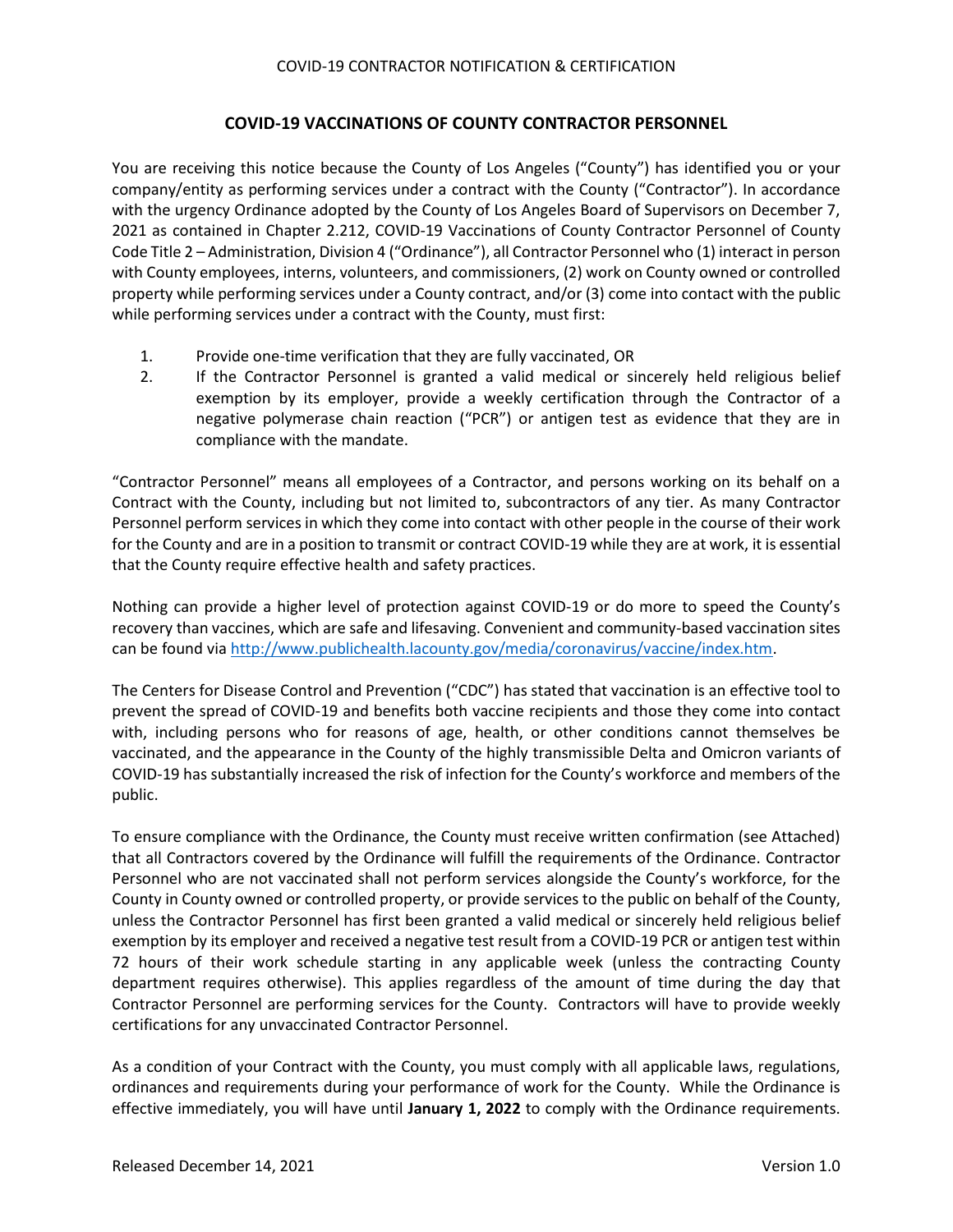# COVID-19 VACCINATIONS OF COUNTY CONTRACTOR PERSONNEL

You are receiving this notice because the County of Los Angeles ("County") has identified you or your company/entity as performing services under a contract with the County ("Contractor"). In accordance with the urgency Ordinance adopted by the County of Los Angeles Board of Supervisors on December 7, 2021 as contained in Chapter 2.212, COVID-19 Vaccinations of County Contractor Personnel of County Code Title 2 – Administration, Division 4 ("Ordinance"), all Contractor Personnel who (1) interact in person with County employees, interns, volunteers, and commissioners, (2) work on County owned or controlled property while performing services under a County contract, and/or (3) come into contact with the public while performing services under a contract with the County, must first:

1. Provide one-time verification that they are fully vaccinated, OR
2. If the Contractor Personnel is granted a valid medical or sincerely held religious belief exemption by its employer, provide a weekly certification through the Contractor of a negative polymerase chain reaction ("PCR") or antigen test as evidence that they are in compliance with the mandate.

"Contractor Personnel" means all employees of a Contractor, and persons working on its behalf on a Contract with the County, including but not limited to, subcontractors of any tier. As many Contractor Personnel perform services in which they come into contact with other people in the course of their work for the County and are in a position to transmit or contract COVID-19 while they are at work, it is essential that the County require effective health and safety practices.

Nothing can provide a higher level of protection against COVID-19 or do more to speed the County's recovery than vaccines, which are safe and lifesaving. Convenient and community-based vaccination sites can be found via http://www.publichealth.lacounty.gov/media/coronavirus/vaccine/index.htm.

The Centers for Disease Control and Prevention ("CDC") has stated that vaccination is an effective tool to prevent the spread of COVID-19 and benefits both vaccine recipients and those they come into contact with, including persons who for reasons of age, health, or other conditions cannot themselves be vaccinated, and the appearance in the County of the highly transmissible Delta and Omicron variants of COVID-19 has substantially increased the risk of infection for the County's workforce and members of the public.

To ensure compliance with the Ordinance, the County must receive written confirmation (see Attached) that all Contractors covered by the Ordinance will fulfill the requirements of the Ordinance. Contractor Personnel who are not vaccinated shall not perform services alongside the County's workforce, for the County in County owned or controlled property, or provide services to the public on behalf of the County, unless the Contractor Personnel has first been granted a valid medical or sincerely held religious belief exemption by its employer and received a negative test result from a COVID-19 PCR or antigen test within 72 hours of their work schedule starting in any applicable week (unless the contracting County department requires otherwise). This applies regardless of the amount of time during the day that Contractor Personnel are performing services for the County. Contractors will have to provide weekly certifications for any unvaccinated Contractor Personnel.

As a condition of your Contract with the County, you must comply with all applicable laws, regulations, ordinances and requirements during your performance of work for the County. While the Ordinance is effective immediately, you will have until **January 1, 2022** to comply with the Ordinance requirements.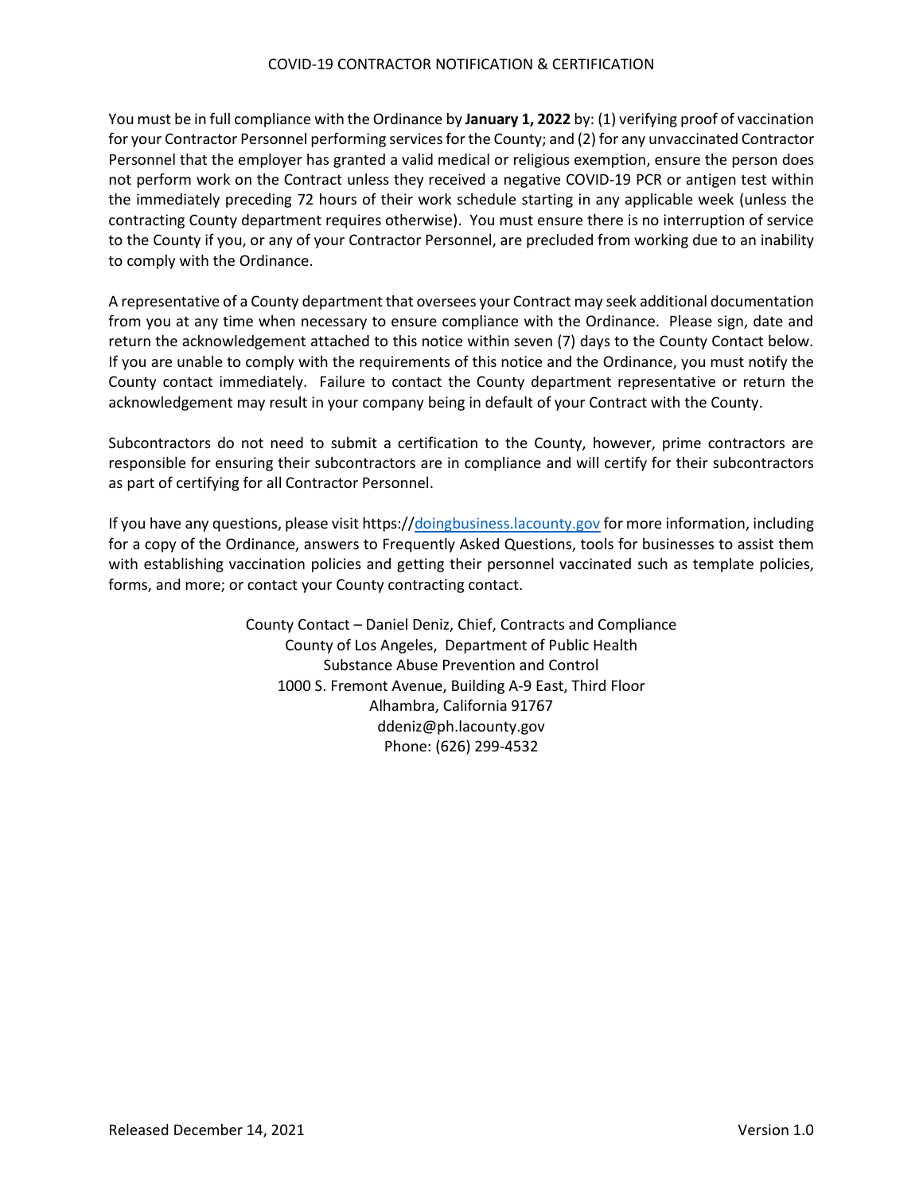You must be in full compliance with the Ordinance by **January 1, 2022** by: (1) verifying proof of vaccination for your Contractor Personnel performing services for the County; and (2) for any unvaccinated Contractor Personnel that the employer has granted a valid medical or religious exemption, ensure the person does not perform work on the Contract unless they received a negative COVID-19 PCR or antigen test within the immediately preceding 72 hours of their work schedule starting in any applicable week (unless the contracting County department requires otherwise). You must ensure there is no interruption of service to the County if you, or any of your Contractor Personnel, are precluded from working due to an inability to comply with the Ordinance.

A representative of a County department that oversees your Contract may seek additional documentation from you at any time when necessary to ensure compliance with the Ordinance. Please sign, date and return the acknowledgement attached to this notice within seven (7) days to the County Contact below. If you are unable to comply with the requirements of this notice and the Ordinance, you must notify the County contact immediately. Failure to contact the County department representative or return the acknowledgement may result in your company being in default of your Contract with the County.

Subcontractors do not need to submit a certification to the County, however, prime contractors are responsible for ensuring their subcontractors are in compliance and will certify for their subcontractors as part of certifying for all Contractor Personnel.

If you have any questions, please visit https://doingbusiness.lacounty.gov for more information, including for a copy of the Ordinance, answers to Frequently Asked Questions, tools for businesses to assist them with establishing vaccination policies and getting their personnel vaccinated such as template policies, forms, and more; or contact your County contracting contact.

County Contact – Daniel Deniz, Chief, Contracts and Compliance
County of Los Angeles, Department of Public Health
Substance Abuse Prevention and Control
1000 S. Fremont Avenue, Building A-9 East, Third Floor
Alhambra, California 91767
ddeniz@ph.lacounty.gov
Phone: (626) 299-4532

Released December 14, 2021 Version 1.0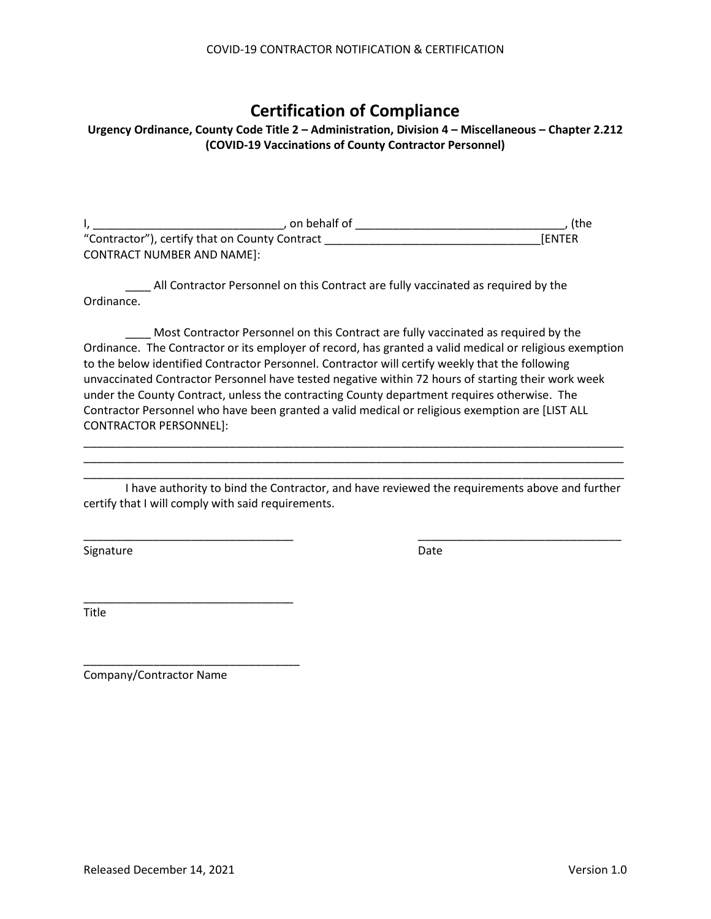# Certification of Compliance

**Urgency Ordinance, County Code Title 2 – Administration, Division 4 – Miscellaneous – Chapter 2.212 (COVID-19 Vaccinations of County Contractor Personnel)**

I, ______________________________, on behalf of ________________________________, (the "Contractor"), certify that on County Contract _________________________________[ENTER CONTRACT NUMBER AND NAME]:

____ All Contractor Personnel on this Contract are fully vaccinated as required by the Ordinance.

____ Most Contractor Personnel on this Contract are fully vaccinated as required by the Ordinance. The Contractor or its employer of record, has granted a valid medical or religious exemption to the below identified Contractor Personnel. Contractor will certify weekly that the following unvaccinated Contractor Personnel have tested negative within 72 hours of starting their work week under the County Contract, unless the contracting County department requires otherwise. The Contractor Personnel who have been granted a valid medical or religious exemption are [LIST ALL CONTRACTOR PERSONNEL]:

______________________________________________________________________________________
______________________________________________________________________________________
______________________________________________________________________________________

I have authority to bind the Contractor, and have reviewed the requirements above and further certify that I will comply with said requirements.

_________________________________
Signature

_________________________________
Date

_________________________________
Title

_________________________________
Company/Contractor Name

Released December 14, 2021

Version 1.0